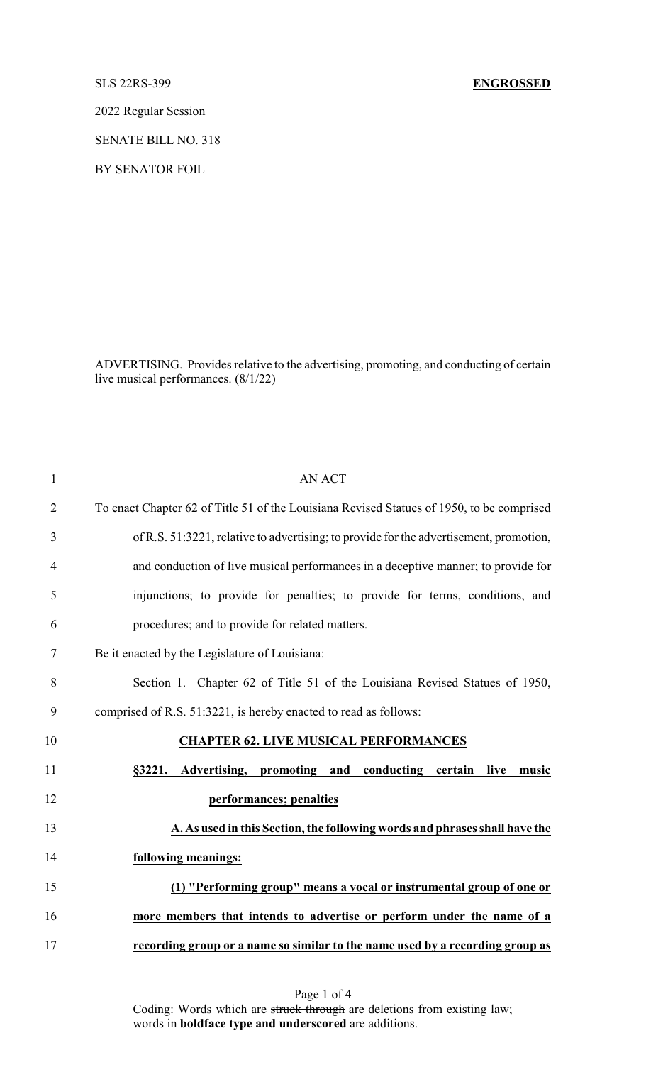SLS 22RS-399 **ENGROSSED**

2022 Regular Session

SENATE BILL NO. 318

BY SENATOR FOIL

ADVERTISING. Provides relative to the advertising, promoting, and conducting of certain live musical performances. (8/1/22)

AN ACT

To enact Chapter 62 of Title 51 of the Louisiana Revised Statues of 1950, to be comprised of R.S. 51:3221, relative to advertising; to provide for the advertisement, promotion, and conduction of live musical performances in a deceptive manner; to provide for injunctions; to provide for penalties; to provide for terms, conditions, and procedures; and to provide for related matters.

Be it enacted by the Legislature of Louisiana:

Section 1. Chapter 62 of Title 51 of the Louisiana Revised Statues of 1950, comprised of R.S. 51:3221, is hereby enacted to read as follows:

**CHAPTER 62. LIVE MUSICAL PERFORMANCES**

**§3221. Advertising, promoting and conducting certain live music performances; penalties**

**A. As used in this Section, the following words and phrases shall have the following meanings:**

**(1) "Performing group" means a vocal or instrumental group of one or more members that intends to advertise or perform under the name of a recording group or a name so similar to the name used by a recording group as**

Coding: Words which are ~~struck through~~ are deletions from existing law; words in **boldface type and underscored** are additions.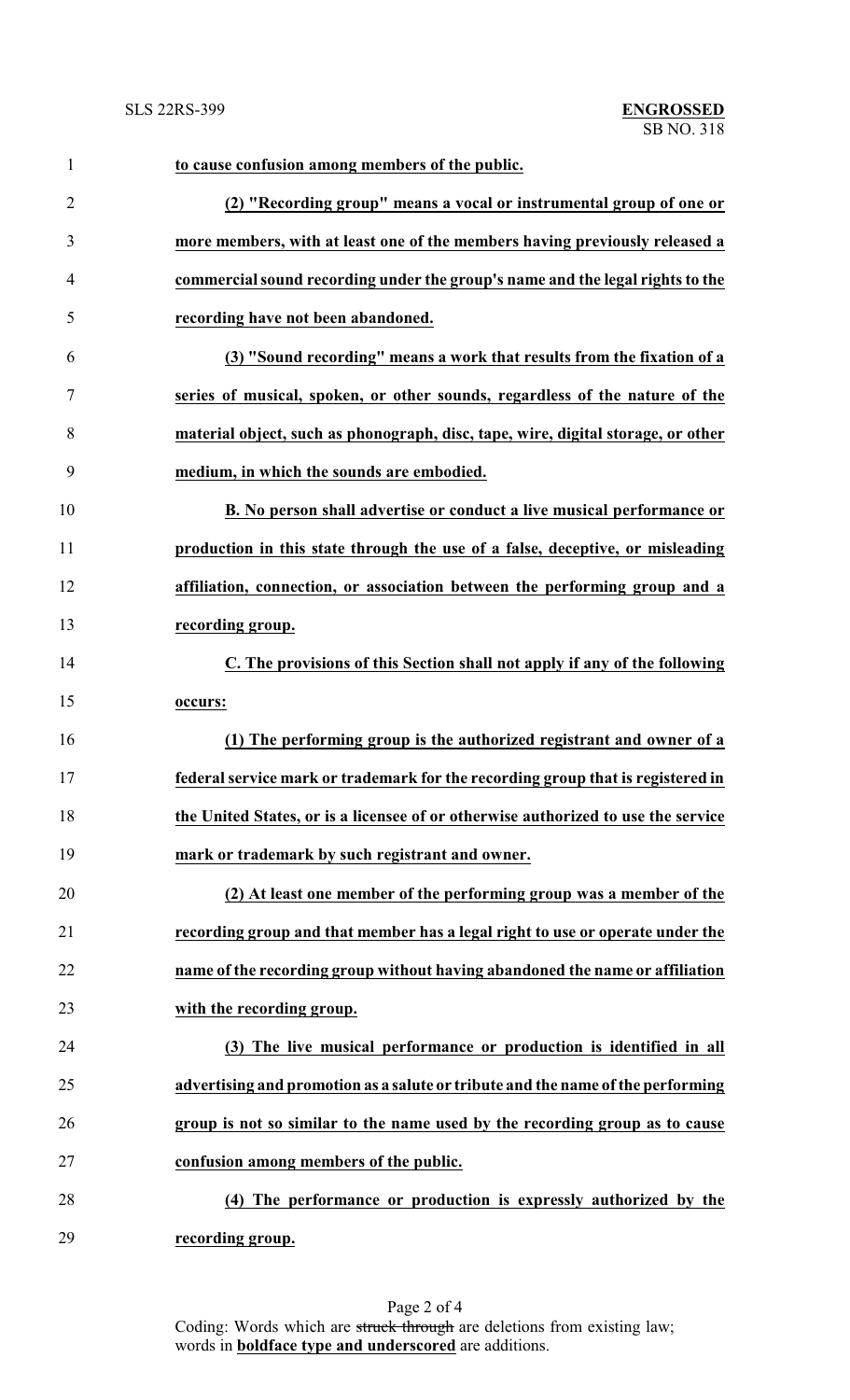**to cause confusion among members of the public.**

**(2) "Recording group" means a vocal or instrumental group of one or more members, with at least one of the members having previously released a commercial sound recording under the group's name and the legal rights to the recording have not been abandoned.**

**(3) "Sound recording" means a work that results from the fixation of a series of musical, spoken, or other sounds, regardless of the nature of the material object, such as phonograph, disc, tape, wire, digital storage, or other medium, in which the sounds are embodied.**

**B. No person shall advertise or conduct a live musical performance or production in this state through the use of a false, deceptive, or misleading affiliation, connection, or association between the performing group and a recording group.**

**C. The provisions of this Section shall not apply if any of the following occurs:**

**(1) The performing group is the authorized registrant and owner of a federal service mark or trademark for the recording group that is registered in the United States, or is a licensee of or otherwise authorized to use the service mark or trademark by such registrant and owner.**

**(2) At least one member of the performing group was a member of the recording group and that member has a legal right to use or operate under the name of the recording group without having abandoned the name or affiliation with the recording group.**

**(3) The live musical performance or production is identified in all advertising and promotion as a salute or tribute and the name of the performing group is not so similar to the name used by the recording group as to cause confusion among members of the public.**

**(4) The performance or production is expressly authorized by the recording group.**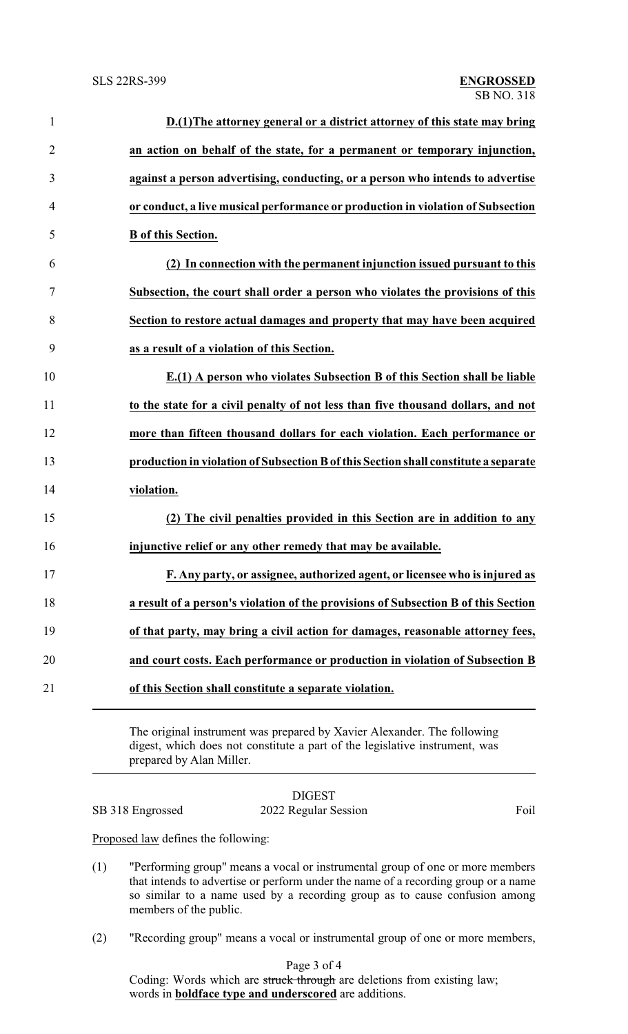**D.(1)The attorney general or a district attorney of this state may bring an action on behalf of the state, for a permanent or temporary injunction, against a person advertising, conducting, or a person who intends to advertise or conduct, a live musical performance or production in violation of Subsection B of this Section.**

**(2) In connection with the permanent injunction issued pursuant to this Subsection, the court shall order a person who violates the provisions of this Section to restore actual damages and property that may have been acquired as a result of a violation of this Section.**

**E.(1) A person who violates Subsection B of this Section shall be liable to the state for a civil penalty of not less than five thousand dollars, and not more than fifteen thousand dollars for each violation. Each performance or production in violation of Subsection B of this Section shall constitute a separate violation.**

**(2) The civil penalties provided in this Section are in addition to any injunctive relief or any other remedy that may be available.**

**F. Any party, or assignee, authorized agent, or licensee who is injured as a result of a person's violation of the provisions of Subsection B of this Section of that party, may bring a civil action for damages, reasonable attorney fees, and court costs. Each performance or production in violation of Subsection B of this Section shall constitute a separate violation.**

---

The original instrument was prepared by Xavier Alexander. The following digest, which does not constitute a part of the legislative instrument, was prepared by Alan Miller.

DIGEST

SB 318 Engrossed — 2022 Regular Session — Foil

Proposed law defines the following:

(1) "Performing group" means a vocal or instrumental group of one or more members that intends to advertise or perform under the name of a recording group or a name so similar to a name used by a recording group as to cause confusion among members of the public.

(2) "Recording group" means a vocal or instrumental group of one or more members,

Coding: Words which are ~~struck through~~ are deletions from existing law; words in **boldface type and underscored** are additions.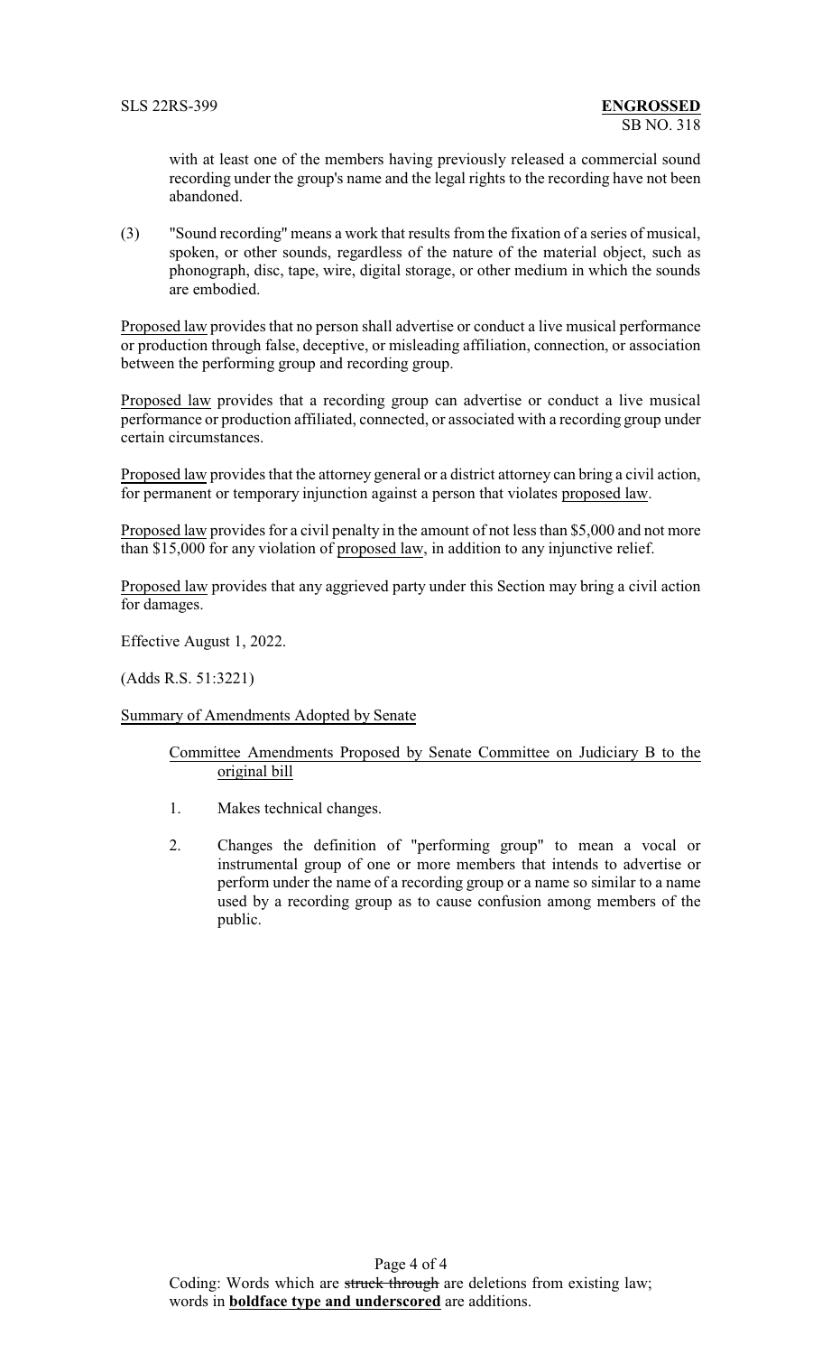with at least one of the members having previously released a commercial sound recording under the group's name and the legal rights to the recording have not been abandoned.

(3) "Sound recording" means a work that results from the fixation of a series of musical, spoken, or other sounds, regardless of the nature of the material object, such as phonograph, disc, tape, wire, digital storage, or other medium in which the sounds are embodied.

Proposed law provides that no person shall advertise or conduct a live musical performance or production through false, deceptive, or misleading affiliation, connection, or association between the performing group and recording group.

Proposed law provides that a recording group can advertise or conduct a live musical performance or production affiliated, connected, or associated with a recording group under certain circumstances.

Proposed law provides that the attorney general or a district attorney can bring a civil action, for permanent or temporary injunction against a person that violates proposed law.

Proposed law provides for a civil penalty in the amount of not less than $5,000 and not more than $15,000 for any violation of proposed law, in addition to any injunctive relief.

Proposed law provides that any aggrieved party under this Section may bring a civil action for damages.

Effective August 1, 2022.

(Adds R.S. 51:3221)

Summary of Amendments Adopted by Senate

Committee Amendments Proposed by Senate Committee on Judiciary B to the original bill

1. Makes technical changes.

2. Changes the definition of "performing group" to mean a vocal or instrumental group of one or more members that intends to advertise or perform under the name of a recording group or a name so similar to a name used by a recording group as to cause confusion among members of the public.

Coding: Words which are ~~struck through~~ are deletions from existing law; words in **boldface type and underscored** are additions.